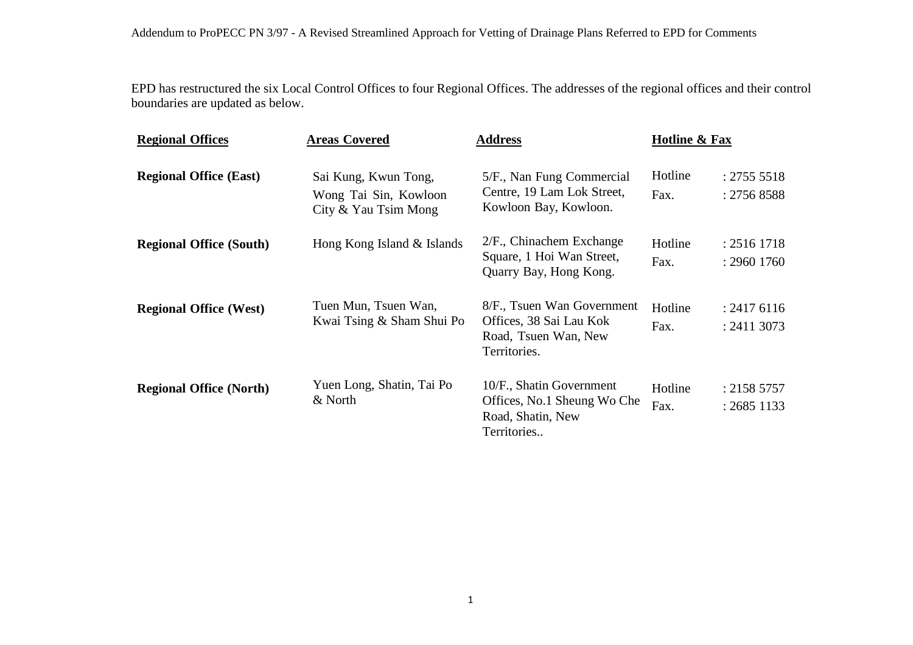Addendum to ProPECC PN 3/97 - A Revised Streamlined Approach for Vetting of Drainage Plans Referred to EPD for Comments

EPD has restructured the six Local Control Offices to four Regional Offices. The addresses of the regional offices and their control boundaries are updated as below.

| **Regional Offices** | **Areas Covered** | **Address** | **Hotline & Fax** | |
|---|---|---|---|---|
| **Regional Office (East)** | Sai Kung, Kwun Tong, Wong Tai Sin, Kowloon City & Yau Tsim Mong | 5/F., Nan Fung Commercial Centre, 19 Lam Lok Street, Kowloon Bay, Kowloon. | Hotline<br>Fax. | : 2755 5518<br>: 2756 8588 |
| **Regional Office (South)** | Hong Kong Island & Islands | 2/F., Chinachem Exchange Square, 1 Hoi Wan Street, Quarry Bay, Hong Kong. | Hotline<br>Fax. | : 2516 1718<br>: 2960 1760 |
| **Regional Office (West)** | Tuen Mun, Tsuen Wan, Kwai Tsing & Sham Shui Po | 8/F., Tsuen Wan Government Offices, 38 Sai Lau Kok Road, Tsuen Wan, New Territories. | Hotline<br>Fax. | : 2417 6116<br>: 2411 3073 |
| **Regional Office (North)** | Yuen Long, Shatin, Tai Po & North | 10/F., Shatin Government Offices, No.1 Sheung Wo Che Road, Shatin, New Territories.. | Hotline<br>Fax. | : 2158 5757<br>: 2685 1133 |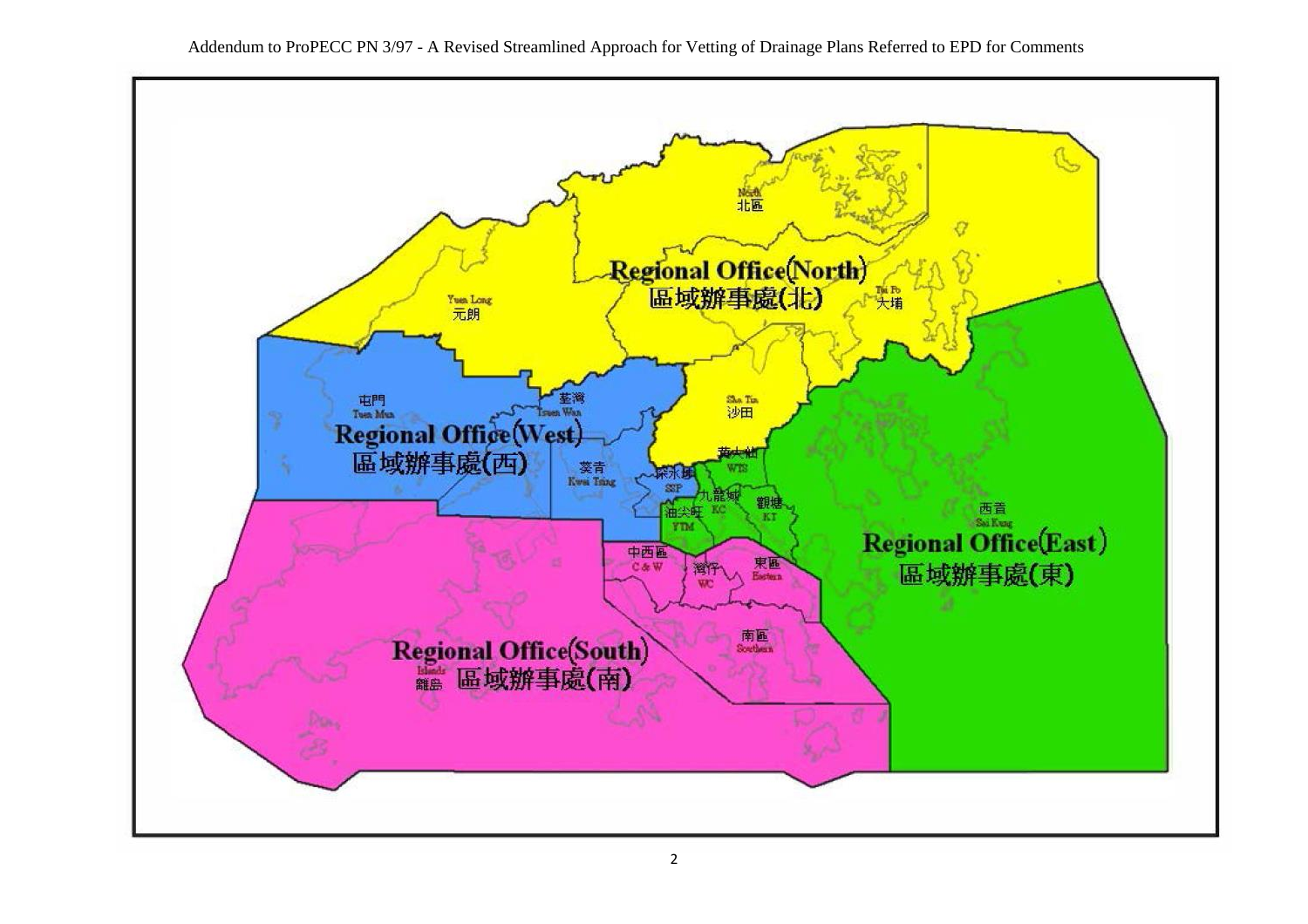Regional Office(North) 區域辦事處(北)

North 北區

Yuen Long 元朗

Tai Po 大埔

Sha Tin 沙田

Regional Office(West) 區域辦事處(西)

Tuen Mun 屯門

Tsuen Wan 荃灣

Kwai Tsing 葵青

Sham Shui Po SSP 深水埗

Regional Office(East) 區域辦事處(東)

Wong Tai Sin WTS 黃大仙

Kowloon City KC 九龍城

Kwun Tong KT 觀塘

Yau Tsim Mong YTM 油尖旺

Sai Kung 西貢

Regional Office(South) 區域辦事處(南)

Islands 離島

Central & Western C&W 中西區

Wan Chai WC 灣仔

Eastern 東區

Southern 南區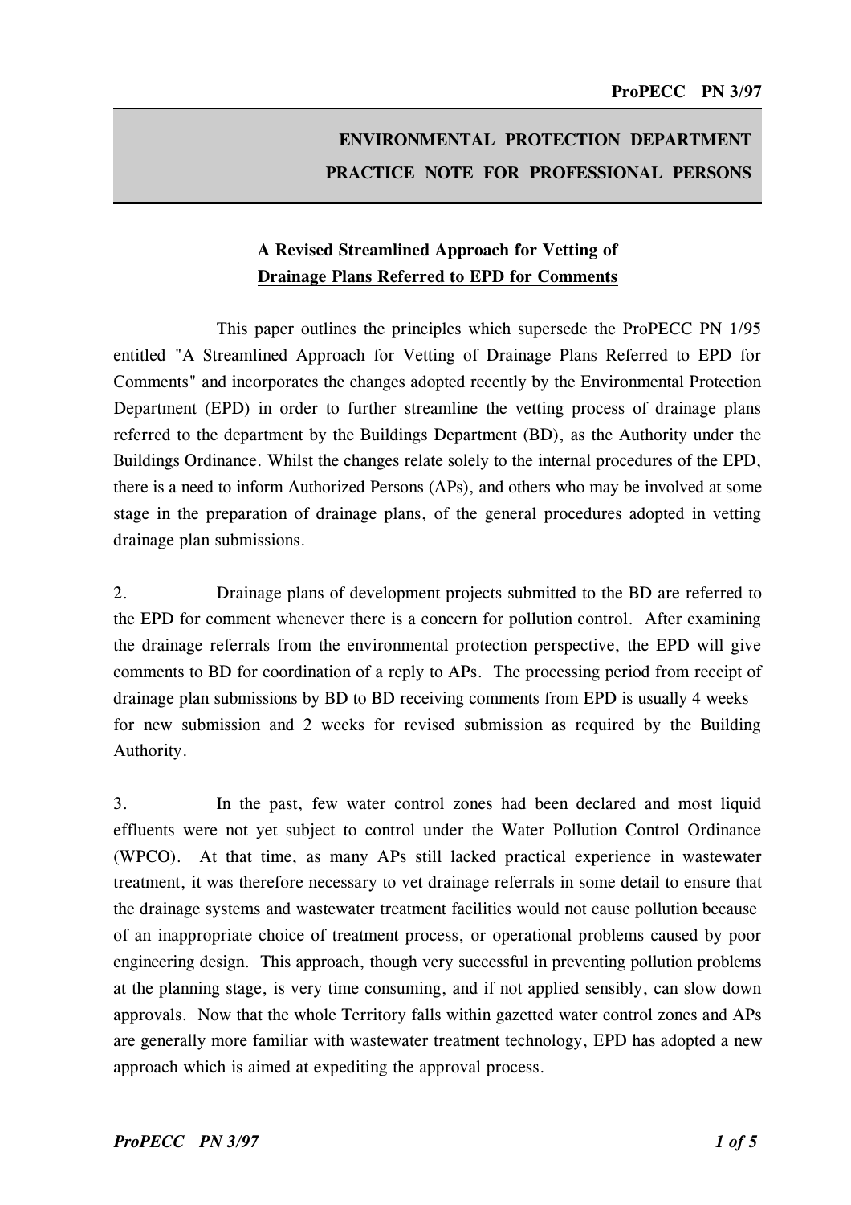## ENVIRONMENTAL PROTECTION DEPARTMENT PRACTICE NOTE FOR PROFESSIONAL PERSONS

### A Revised Streamlined Approach for Vetting of Drainage Plans Referred to EPD for Comments

This paper outlines the principles which supersede the ProPECC PN 1/95 entitled "A Streamlined Approach for Vetting of Drainage Plans Referred to EPD for Comments" and incorporates the changes adopted recently by the Environmental Protection Department (EPD) in order to further streamline the vetting process of drainage plans referred to the department by the Buildings Department (BD), as the Authority under the Buildings Ordinance. Whilst the changes relate solely to the internal procedures of the EPD, there is a need to inform Authorized Persons (APs), and others who may be involved at some stage in the preparation of drainage plans, of the general procedures adopted in vetting drainage plan submissions.

2. Drainage plans of development projects submitted to the BD are referred to the EPD for comment whenever there is a concern for pollution control. After examining the drainage referrals from the environmental protection perspective, the EPD will give comments to BD for coordination of a reply to APs. The processing period from receipt of drainage plan submissions by BD to BD receiving comments from EPD is usually 4 weeks for new submission and 2 weeks for revised submission as required by the Building Authority.

3. In the past, few water control zones had been declared and most liquid effluents were not yet subject to control under the Water Pollution Control Ordinance (WPCO). At that time, as many APs still lacked practical experience in wastewater treatment, it was therefore necessary to vet drainage referrals in some detail to ensure that the drainage systems and wastewater treatment facilities would not cause pollution because of an inappropriate choice of treatment process, or operational problems caused by poor engineering design. This approach, though very successful in preventing pollution problems at the planning stage, is very time consuming, and if not applied sensibly, can slow down approvals. Now that the whole Territory falls within gazetted water control zones and APs are generally more familiar with wastewater treatment technology, EPD has adopted a new approach which is aimed at expediting the approval process.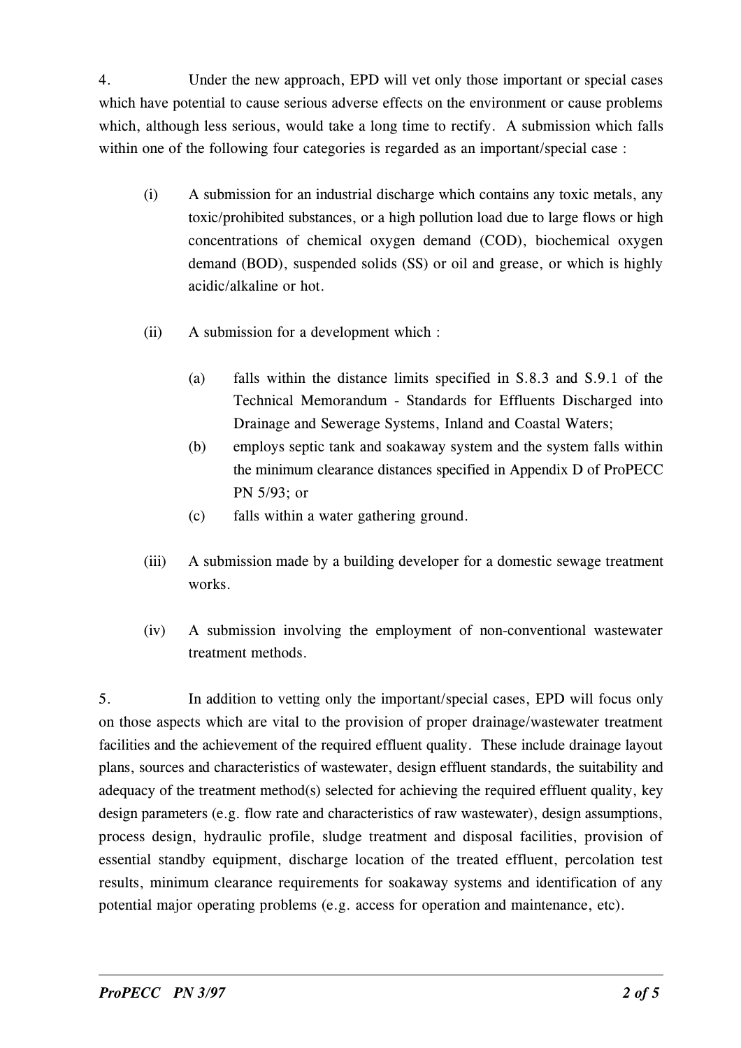4. Under the new approach, EPD will vet only those important or special cases which have potential to cause serious adverse effects on the environment or cause problems which, although less serious, would take a long time to rectify. A submission which falls within one of the following four categories is regarded as an important/special case :

(i) A submission for an industrial discharge which contains any toxic metals, any toxic/prohibited substances, or a high pollution load due to large flows or high concentrations of chemical oxygen demand (COD), biochemical oxygen demand (BOD), suspended solids (SS) or oil and grease, or which is highly acidic/alkaline or hot.

(ii) A submission for a development which :

   (a) falls within the distance limits specified in S.8.3 and S.9.1 of the Technical Memorandum - Standards for Effluents Discharged into Drainage and Sewerage Systems, Inland and Coastal Waters;

   (b) employs septic tank and soakaway system and the system falls within the minimum clearance distances specified in Appendix D of ProPECC PN 5/93; or

   (c) falls within a water gathering ground.

(iii) A submission made by a building developer for a domestic sewage treatment works.

(iv) A submission involving the employment of non-conventional wastewater treatment methods.

5. In addition to vetting only the important/special cases, EPD will focus only on those aspects which are vital to the provision of proper drainage/wastewater treatment facilities and the achievement of the required effluent quality. These include drainage layout plans, sources and characteristics of wastewater, design effluent standards, the suitability and adequacy of the treatment method(s) selected for achieving the required effluent quality, key design parameters (e.g. flow rate and characteristics of raw wastewater), design assumptions, process design, hydraulic profile, sludge treatment and disposal facilities, provision of essential standby equipment, discharge location of the treated effluent, percolation test results, minimum clearance requirements for soakaway systems and identification of any potential major operating problems (e.g. access for operation and maintenance, etc).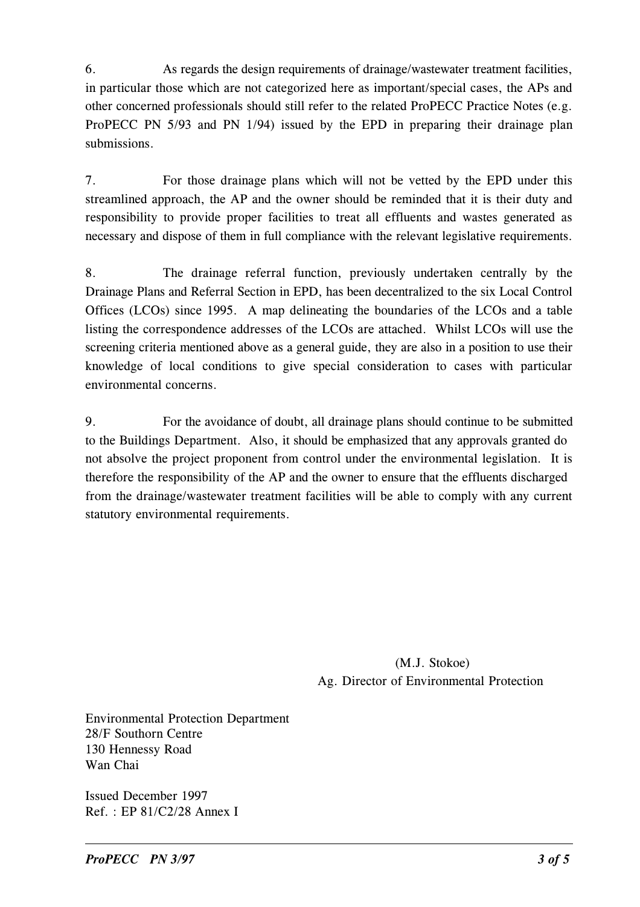6. As regards the design requirements of drainage/wastewater treatment facilities, in particular those which are not categorized here as important/special cases, the APs and other concerned professionals should still refer to the related ProPECC Practice Notes (e.g. ProPECC PN 5/93 and PN 1/94) issued by the EPD in preparing their drainage plan submissions.

7. For those drainage plans which will not be vetted by the EPD under this streamlined approach, the AP and the owner should be reminded that it is their duty and responsibility to provide proper facilities to treat all effluents and wastes generated as necessary and dispose of them in full compliance with the relevant legislative requirements.

8. The drainage referral function, previously undertaken centrally by the Drainage Plans and Referral Section in EPD, has been decentralized to the six Local Control Offices (LCOs) since 1995. A map delineating the boundaries of the LCOs and a table listing the correspondence addresses of the LCOs are attached. Whilst LCOs will use the screening criteria mentioned above as a general guide, they are also in a position to use their knowledge of local conditions to give special consideration to cases with particular environmental concerns.

9. For the avoidance of doubt, all drainage plans should continue to be submitted to the Buildings Department. Also, it should be emphasized that any approvals granted do not absolve the project proponent from control under the environmental legislation. It is therefore the responsibility of the AP and the owner to ensure that the effluents discharged from the drainage/wastewater treatment facilities will be able to comply with any current statutory environmental requirements.

(M.J. Stokoe)
Ag. Director of Environmental Protection

Environmental Protection Department
28/F Southorn Centre
130 Hennessy Road
Wan Chai

Issued December 1997
Ref. : EP 81/C2/28 Annex I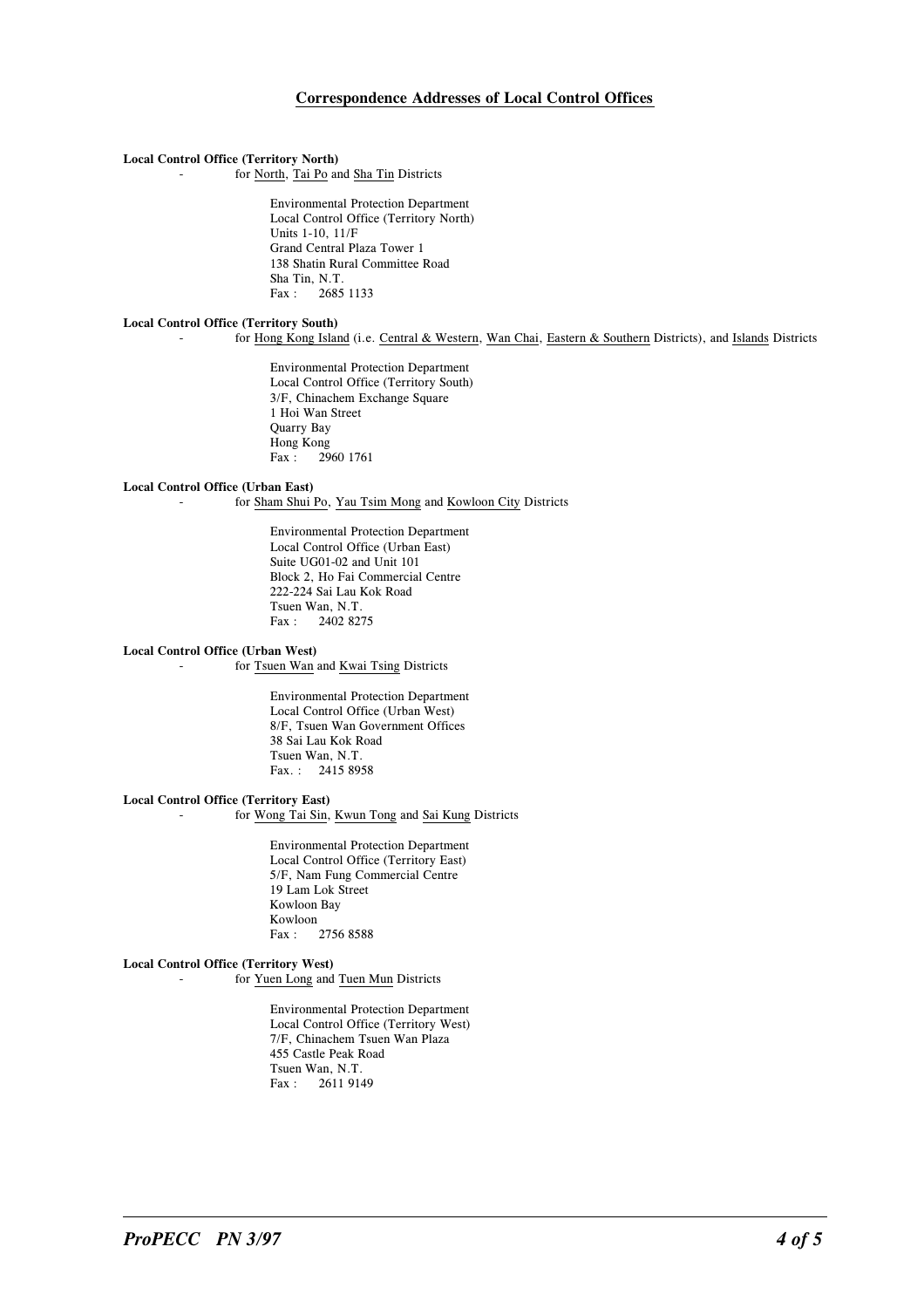## Correspondence Addresses of Local Control Offices

**Local Control Office (Territory North)**

- for North, Tai Po and Sha Tin Districts

  Environmental Protection Department
  Local Control Office (Territory North)
  Units 1-10, 11/F
  Grand Central Plaza Tower 1
  138 Shatin Rural Committee Road
  Sha Tin, N.T.
  Fax : 2685 1133

**Local Control Office (Territory South)**

- for Hong Kong Island (i.e. Central & Western, Wan Chai, Eastern & Southern Districts), and Islands Districts

  Environmental Protection Department
  Local Control Office (Territory South)
  3/F, Chinachem Exchange Square
  1 Hoi Wan Street
  Quarry Bay
  Hong Kong
  Fax : 2960 1761

**Local Control Office (Urban East)**

- for Sham Shui Po, Yau Tsim Mong and Kowloon City Districts

  Environmental Protection Department
  Local Control Office (Urban East)
  Suite UG01-02 and Unit 101
  Block 2, Ho Fai Commercial Centre
  222-224 Sai Lau Kok Road
  Tsuen Wan, N.T.
  Fax : 2402 8275

**Local Control Office (Urban West)**

- for Tsuen Wan and Kwai Tsing Districts

  Environmental Protection Department
  Local Control Office (Urban West)
  8/F, Tsuen Wan Government Offices
  38 Sai Lau Kok Road
  Tsuen Wan, N.T.
  Fax. : 2415 8958

**Local Control Office (Territory East)**

- for Wong Tai Sin, Kwun Tong and Sai Kung Districts

  Environmental Protection Department
  Local Control Office (Territory East)
  5/F, Nam Fung Commercial Centre
  19 Lam Lok Street
  Kowloon Bay
  Kowloon
  Fax : 2756 8588

**Local Control Office (Territory West)**

- for Yuen Long and Tuen Mun Districts

  Environmental Protection Department
  Local Control Office (Territory West)
  7/F, Chinachem Tsuen Wan Plaza
  455 Castle Peak Road
  Tsuen Wan, N.T.
  Fax : 2611 9149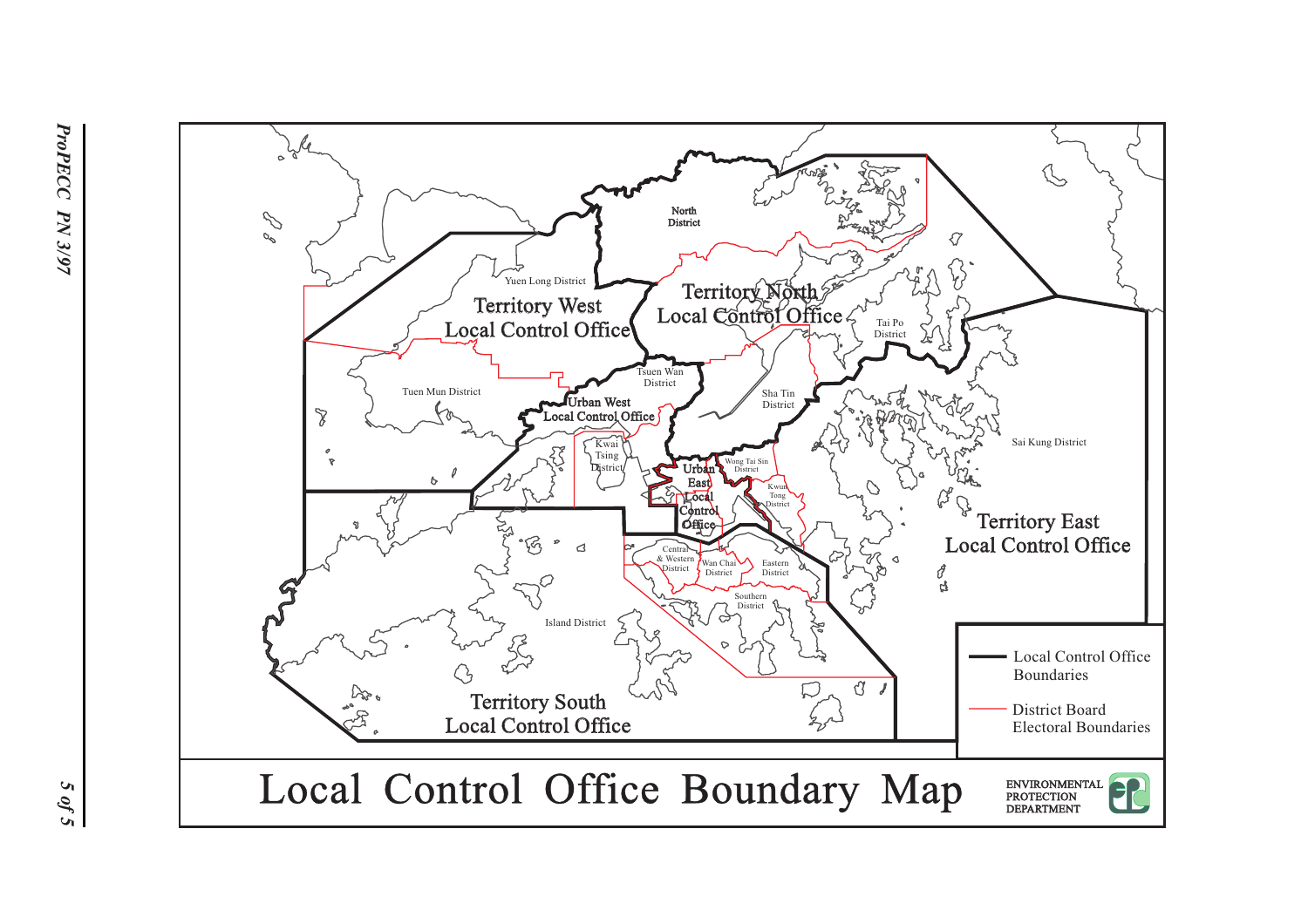# Local Control Office Boundary Map

North District

Territory North Local Control Office

Yuen Long District

Territory West Local Control Office

Tai Po District

Tsuen Wan District

Tuen Mun District

Sha Tin District

Urban West Local Control Office

Kwai Tsing District

Wong Tai Sin District

Urban East Local Control Office

Kwun Tong District

Sai Kung District

Territory East Local Control Office

Central & Western District

Wan Chai District

Eastern District

Southern District

Island District

Territory South Local Control Office

Local Control Office Boundaries

District Board Electoral Boundaries

ENVIRONMENTAL PROTECTION DEPARTMENT